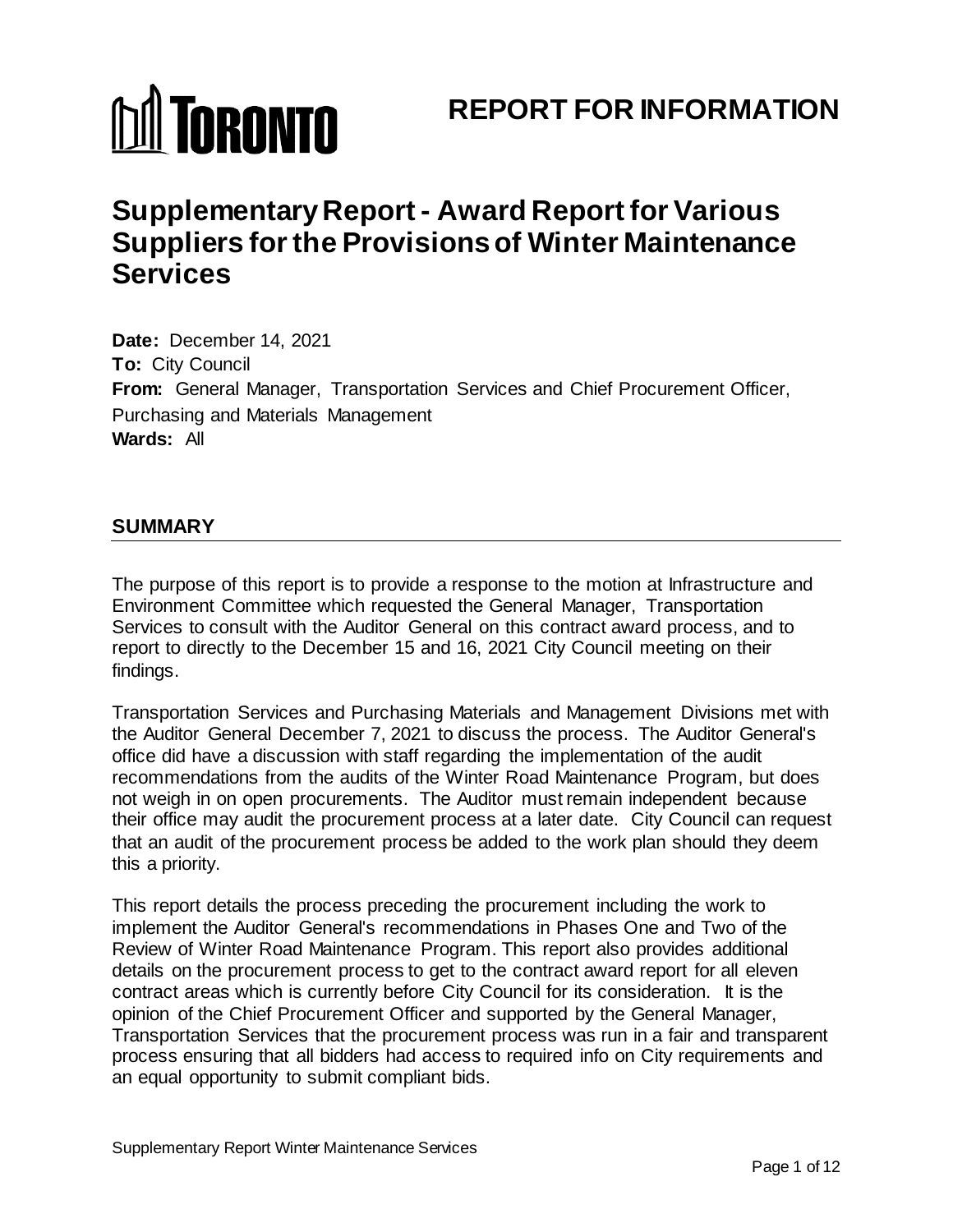# REPORT FOR INFORMATION

# Supplementary Report - Award Report for Various Suppliers for the Provisions of Winter Maintenance Services

**Date:** December 14, 2021
**To:** City Council
**From:** General Manager, Transportation Services and Chief Procurement Officer, Purchasing and Materials Management
**Wards:** All

## SUMMARY

The purpose of this report is to provide a response to the motion at Infrastructure and Environment Committee which requested the General Manager, Transportation Services to consult with the Auditor General on this contract award process, and to report to directly to the December 15 and 16, 2021 City Council meeting on their findings.

Transportation Services and Purchasing Materials and Management Divisions met with the Auditor General December 7, 2021 to discuss the process. The Auditor General's office did have a discussion with staff regarding the implementation of the audit recommendations from the audits of the Winter Road Maintenance Program, but does not weigh in on open procurements. The Auditor must remain independent because their office may audit the procurement process at a later date. City Council can request that an audit of the procurement process be added to the work plan should they deem this a priority.

This report details the process preceding the procurement including the work to implement the Auditor General's recommendations in Phases One and Two of the Review of Winter Road Maintenance Program. This report also provides additional details on the procurement process to get to the contract award report for all eleven contract areas which is currently before City Council for its consideration. It is the opinion of the Chief Procurement Officer and supported by the General Manager, Transportation Services that the procurement process was run in a fair and transparent process ensuring that all bidders had access to required info on City requirements and an equal opportunity to submit compliant bids.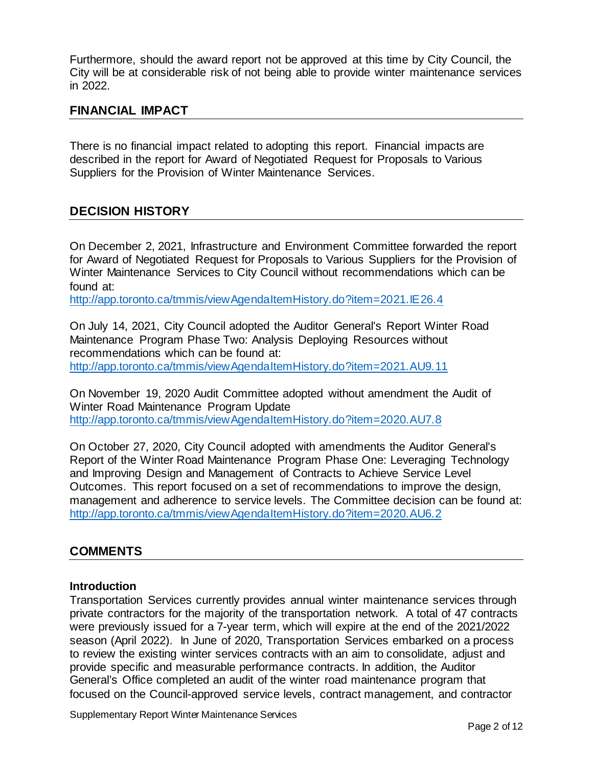Furthermore, should the award report not be approved at this time by City Council, the City will be at considerable risk of not being able to provide winter maintenance services in 2022.

## FINANCIAL IMPACT

There is no financial impact related to adopting this report. Financial impacts are described in the report for Award of Negotiated Request for Proposals to Various Suppliers for the Provision of Winter Maintenance Services.

## DECISION HISTORY

On December 2, 2021, Infrastructure and Environment Committee forwarded the report for Award of Negotiated Request for Proposals to Various Suppliers for the Provision of Winter Maintenance Services to City Council without recommendations which can be found at:
http://app.toronto.ca/tmmis/viewAgendaItemHistory.do?item=2021.IE26.4

On July 14, 2021, City Council adopted the Auditor General's Report Winter Road Maintenance Program Phase Two: Analysis Deploying Resources without recommendations which can be found at:
http://app.toronto.ca/tmmis/viewAgendaItemHistory.do?item=2021.AU9.11

On November 19, 2020 Audit Committee adopted without amendment the Audit of Winter Road Maintenance Program Update
http://app.toronto.ca/tmmis/viewAgendaItemHistory.do?item=2020.AU7.8

On October 27, 2020, City Council adopted with amendments the Auditor General's Report of the Winter Road Maintenance Program Phase One: Leveraging Technology and Improving Design and Management of Contracts to Achieve Service Level Outcomes. This report focused on a set of recommendations to improve the design, management and adherence to service levels. The Committee decision can be found at:
http://app.toronto.ca/tmmis/viewAgendaItemHistory.do?item=2020.AU6.2

## COMMENTS

### Introduction

Transportation Services currently provides annual winter maintenance services through private contractors for the majority of the transportation network. A total of 47 contracts were previously issued for a 7-year term, which will expire at the end of the 2021/2022 season (April 2022). In June of 2020, Transportation Services embarked on a process to review the existing winter services contracts with an aim to consolidate, adjust and provide specific and measurable performance contracts. In addition, the Auditor General's Office completed an audit of the winter road maintenance program that focused on the Council-approved service levels, contract management, and contractor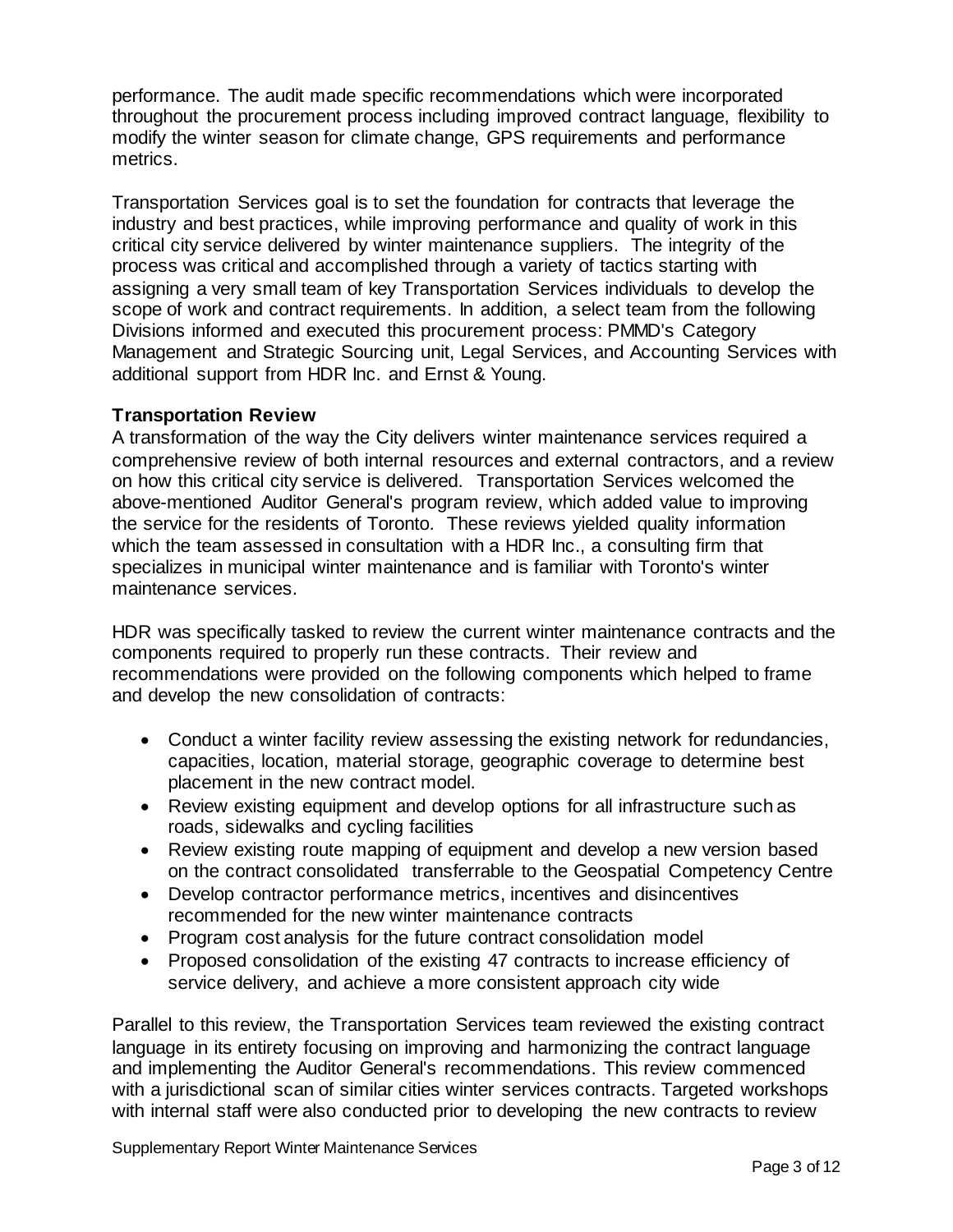performance. The audit made specific recommendations which were incorporated throughout the procurement process including improved contract language, flexibility to modify the winter season for climate change, GPS requirements and performance metrics.

Transportation Services goal is to set the foundation for contracts that leverage the industry and best practices, while improving performance and quality of work in this critical city service delivered by winter maintenance suppliers. The integrity of the process was critical and accomplished through a variety of tactics starting with assigning a very small team of key Transportation Services individuals to develop the scope of work and contract requirements. In addition, a select team from the following Divisions informed and executed this procurement process: PMMD's Category Management and Strategic Sourcing unit, Legal Services, and Accounting Services with additional support from HDR Inc. and Ernst & Young.

**Transportation Review**

A transformation of the way the City delivers winter maintenance services required a comprehensive review of both internal resources and external contractors, and a review on how this critical city service is delivered. Transportation Services welcomed the above-mentioned Auditor General's program review, which added value to improving the service for the residents of Toronto. These reviews yielded quality information which the team assessed in consultation with a HDR Inc., a consulting firm that specializes in municipal winter maintenance and is familiar with Toronto's winter maintenance services.

HDR was specifically tasked to review the current winter maintenance contracts and the components required to properly run these contracts. Their review and recommendations were provided on the following components which helped to frame and develop the new consolidation of contracts:

- Conduct a winter facility review assessing the existing network for redundancies, capacities, location, material storage, geographic coverage to determine best placement in the new contract model.
- Review existing equipment and develop options for all infrastructure such as roads, sidewalks and cycling facilities
- Review existing route mapping of equipment and develop a new version based on the contract consolidated transferrable to the Geospatial Competency Centre
- Develop contractor performance metrics, incentives and disincentives recommended for the new winter maintenance contracts
- Program cost analysis for the future contract consolidation model
- Proposed consolidation of the existing 47 contracts to increase efficiency of service delivery, and achieve a more consistent approach city wide

Parallel to this review, the Transportation Services team reviewed the existing contract language in its entirety focusing on improving and harmonizing the contract language and implementing the Auditor General's recommendations. This review commenced with a jurisdictional scan of similar cities winter services contracts. Targeted workshops with internal staff were also conducted prior to developing the new contracts to review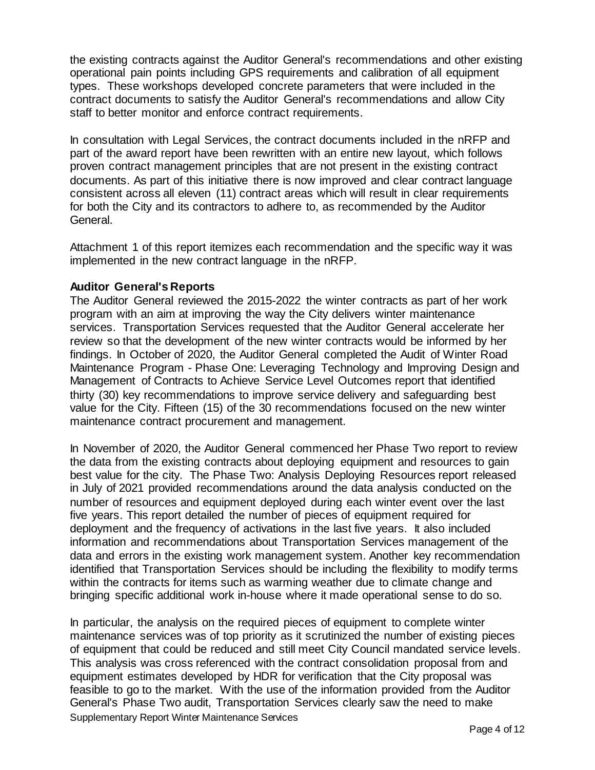the existing contracts against the Auditor General's recommendations and other existing operational pain points including GPS requirements and calibration of all equipment types. These workshops developed concrete parameters that were included in the contract documents to satisfy the Auditor General's recommendations and allow City staff to better monitor and enforce contract requirements.

In consultation with Legal Services, the contract documents included in the nRFP and part of the award report have been rewritten with an entire new layout, which follows proven contract management principles that are not present in the existing contract documents. As part of this initiative there is now improved and clear contract language consistent across all eleven (11) contract areas which will result in clear requirements for both the City and its contractors to adhere to, as recommended by the Auditor General.

Attachment 1 of this report itemizes each recommendation and the specific way it was implemented in the new contract language in the nRFP.

**Auditor General's Reports**

The Auditor General reviewed the 2015-2022 the winter contracts as part of her work program with an aim at improving the way the City delivers winter maintenance services. Transportation Services requested that the Auditor General accelerate her review so that the development of the new winter contracts would be informed by her findings. In October of 2020, the Auditor General completed the Audit of Winter Road Maintenance Program - Phase One: Leveraging Technology and Improving Design and Management of Contracts to Achieve Service Level Outcomes report that identified thirty (30) key recommendations to improve service delivery and safeguarding best value for the City. Fifteen (15) of the 30 recommendations focused on the new winter maintenance contract procurement and management.

In November of 2020, the Auditor General commenced her Phase Two report to review the data from the existing contracts about deploying equipment and resources to gain best value for the city. The Phase Two: Analysis Deploying Resources report released in July of 2021 provided recommendations around the data analysis conducted on the number of resources and equipment deployed during each winter event over the last five years. This report detailed the number of pieces of equipment required for deployment and the frequency of activations in the last five years. It also included information and recommendations about Transportation Services management of the data and errors in the existing work management system. Another key recommendation identified that Transportation Services should be including the flexibility to modify terms within the contracts for items such as warming weather due to climate change and bringing specific additional work in-house where it made operational sense to do so.

In particular, the analysis on the required pieces of equipment to complete winter maintenance services was of top priority as it scrutinized the number of existing pieces of equipment that could be reduced and still meet City Council mandated service levels. This analysis was cross referenced with the contract consolidation proposal from and equipment estimates developed by HDR for verification that the City proposal was feasible to go to the market. With the use of the information provided from the Auditor General's Phase Two audit, Transportation Services clearly saw the need to make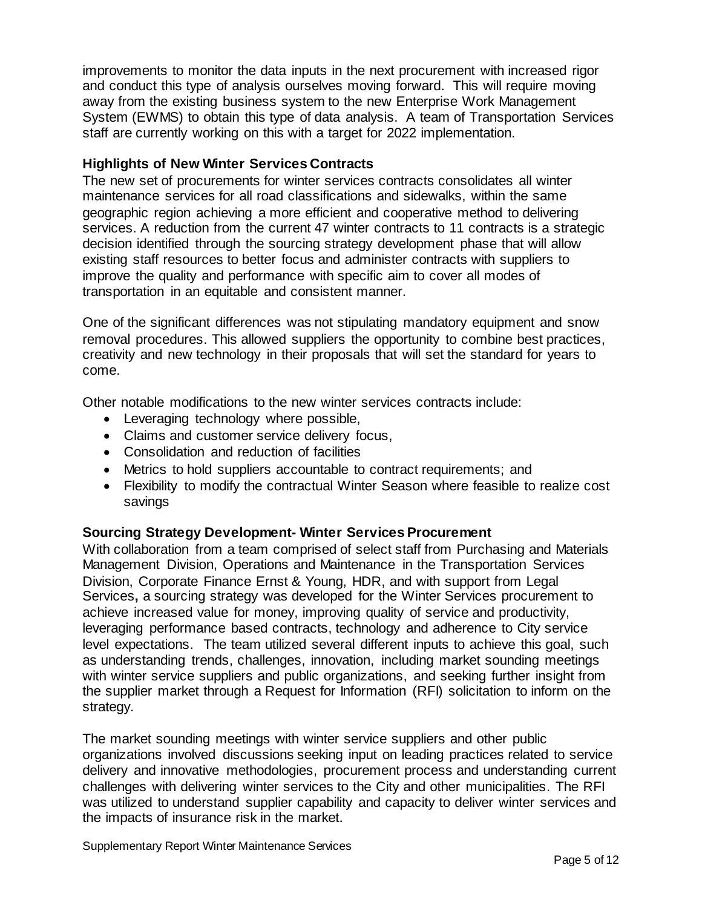improvements to monitor the data inputs in the next procurement with increased rigor and conduct this type of analysis ourselves moving forward. This will require moving away from the existing business system to the new Enterprise Work Management System (EWMS) to obtain this type of data analysis. A team of Transportation Services staff are currently working on this with a target for 2022 implementation.

**Highlights of New Winter Services Contracts**

The new set of procurements for winter services contracts consolidates all winter maintenance services for all road classifications and sidewalks, within the same geographic region achieving a more efficient and cooperative method to delivering services. A reduction from the current 47 winter contracts to 11 contracts is a strategic decision identified through the sourcing strategy development phase that will allow existing staff resources to better focus and administer contracts with suppliers to improve the quality and performance with specific aim to cover all modes of transportation in an equitable and consistent manner.

One of the significant differences was not stipulating mandatory equipment and snow removal procedures. This allowed suppliers the opportunity to combine best practices, creativity and new technology in their proposals that will set the standard for years to come.

Other notable modifications to the new winter services contracts include:

- Leveraging technology where possible,
- Claims and customer service delivery focus,
- Consolidation and reduction of facilities
- Metrics to hold suppliers accountable to contract requirements; and
- Flexibility to modify the contractual Winter Season where feasible to realize cost savings

**Sourcing Strategy Development- Winter Services Procurement**

With collaboration from a team comprised of select staff from Purchasing and Materials Management Division, Operations and Maintenance in the Transportation Services Division, Corporate Finance Ernst & Young, HDR, and with support from Legal Services**,** a sourcing strategy was developed for the Winter Services procurement to achieve increased value for money, improving quality of service and productivity, leveraging performance based contracts, technology and adherence to City service level expectations. The team utilized several different inputs to achieve this goal, such as understanding trends, challenges, innovation, including market sounding meetings with winter service suppliers and public organizations, and seeking further insight from the supplier market through a Request for Information (RFI) solicitation to inform on the strategy.

The market sounding meetings with winter service suppliers and other public organizations involved discussions seeking input on leading practices related to service delivery and innovative methodologies, procurement process and understanding current challenges with delivering winter services to the City and other municipalities. The RFI was utilized to understand supplier capability and capacity to deliver winter services and the impacts of insurance risk in the market.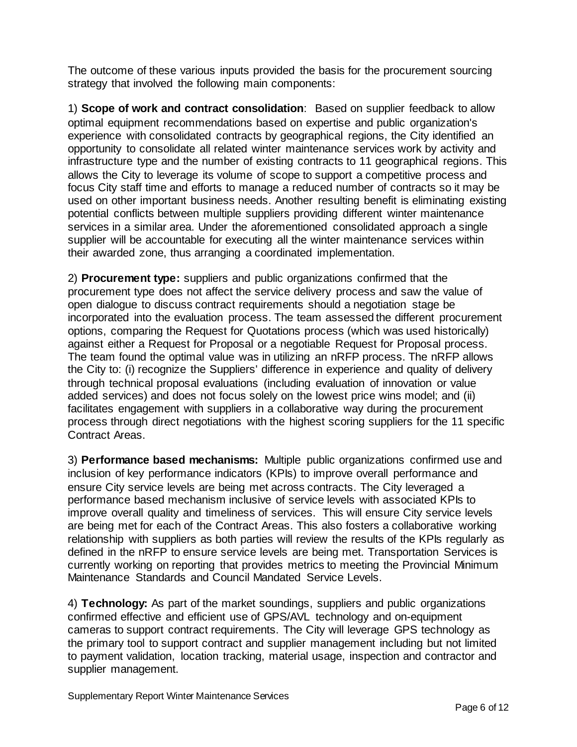The outcome of these various inputs provided the basis for the procurement sourcing strategy that involved the following main components:

1) **Scope of work and contract consolidation**: Based on supplier feedback to allow optimal equipment recommendations based on expertise and public organization's experience with consolidated contracts by geographical regions, the City identified an opportunity to consolidate all related winter maintenance services work by activity and infrastructure type and the number of existing contracts to 11 geographical regions. This allows the City to leverage its volume of scope to support a competitive process and focus City staff time and efforts to manage a reduced number of contracts so it may be used on other important business needs. Another resulting benefit is eliminating existing potential conflicts between multiple suppliers providing different winter maintenance services in a similar area. Under the aforementioned consolidated approach a single supplier will be accountable for executing all the winter maintenance services within their awarded zone, thus arranging a coordinated implementation.

2) **Procurement type:** suppliers and public organizations confirmed that the procurement type does not affect the service delivery process and saw the value of open dialogue to discuss contract requirements should a negotiation stage be incorporated into the evaluation process. The team assessed the different procurement options, comparing the Request for Quotations process (which was used historically) against either a Request for Proposal or a negotiable Request for Proposal process. The team found the optimal value was in utilizing an nRFP process. The nRFP allows the City to: (i) recognize the Suppliers' difference in experience and quality of delivery through technical proposal evaluations (including evaluation of innovation or value added services) and does not focus solely on the lowest price wins model; and (ii) facilitates engagement with suppliers in a collaborative way during the procurement process through direct negotiations with the highest scoring suppliers for the 11 specific Contract Areas.

3) **Performance based mechanisms:** Multiple public organizations confirmed use and inclusion of key performance indicators (KPIs) to improve overall performance and ensure City service levels are being met across contracts. The City leveraged a performance based mechanism inclusive of service levels with associated KPIs to improve overall quality and timeliness of services. This will ensure City service levels are being met for each of the Contract Areas. This also fosters a collaborative working relationship with suppliers as both parties will review the results of the KPIs regularly as defined in the nRFP to ensure service levels are being met. Transportation Services is currently working on reporting that provides metrics to meeting the Provincial Minimum Maintenance Standards and Council Mandated Service Levels.

4) **Technology:** As part of the market soundings, suppliers and public organizations confirmed effective and efficient use of GPS/AVL technology and on-equipment cameras to support contract requirements. The City will leverage GPS technology as the primary tool to support contract and supplier management including but not limited to payment validation, location tracking, material usage, inspection and contractor and supplier management.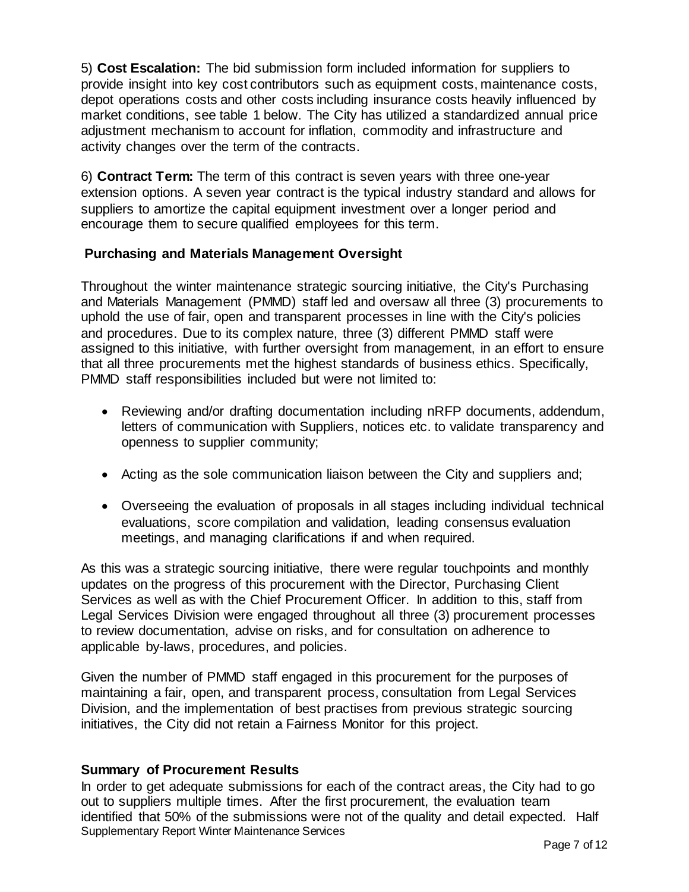5) **Cost Escalation:** The bid submission form included information for suppliers to provide insight into key cost contributors such as equipment costs, maintenance costs, depot operations costs and other costs including insurance costs heavily influenced by market conditions, see table 1 below. The City has utilized a standardized annual price adjustment mechanism to account for inflation, commodity and infrastructure and activity changes over the term of the contracts.

6) **Contract Term:** The term of this contract is seven years with three one-year extension options. A seven year contract is the typical industry standard and allows for suppliers to amortize the capital equipment investment over a longer period and encourage them to secure qualified employees for this term.

### Purchasing and Materials Management Oversight

Throughout the winter maintenance strategic sourcing initiative, the City's Purchasing and Materials Management (PMMD) staff led and oversaw all three (3) procurements to uphold the use of fair, open and transparent processes in line with the City's policies and procedures. Due to its complex nature, three (3) different PMMD staff were assigned to this initiative, with further oversight from management, in an effort to ensure that all three procurements met the highest standards of business ethics. Specifically, PMMD staff responsibilities included but were not limited to:

- Reviewing and/or drafting documentation including nRFP documents, addendum, letters of communication with Suppliers, notices etc. to validate transparency and openness to supplier community;
- Acting as the sole communication liaison between the City and suppliers and;
- Overseeing the evaluation of proposals in all stages including individual technical evaluations, score compilation and validation, leading consensus evaluation meetings, and managing clarifications if and when required.

As this was a strategic sourcing initiative, there were regular touchpoints and monthly updates on the progress of this procurement with the Director, Purchasing Client Services as well as with the Chief Procurement Officer. In addition to this, staff from Legal Services Division were engaged throughout all three (3) procurement processes to review documentation, advise on risks, and for consultation on adherence to applicable by-laws, procedures, and policies.

Given the number of PMMD staff engaged in this procurement for the purposes of maintaining a fair, open, and transparent process, consultation from Legal Services Division, and the implementation of best practises from previous strategic sourcing initiatives, the City did not retain a Fairness Monitor for this project.

### Summary of Procurement Results

In order to get adequate submissions for each of the contract areas, the City had to go out to suppliers multiple times. After the first procurement, the evaluation team identified that 50% of the submissions were not of the quality and detail expected. Half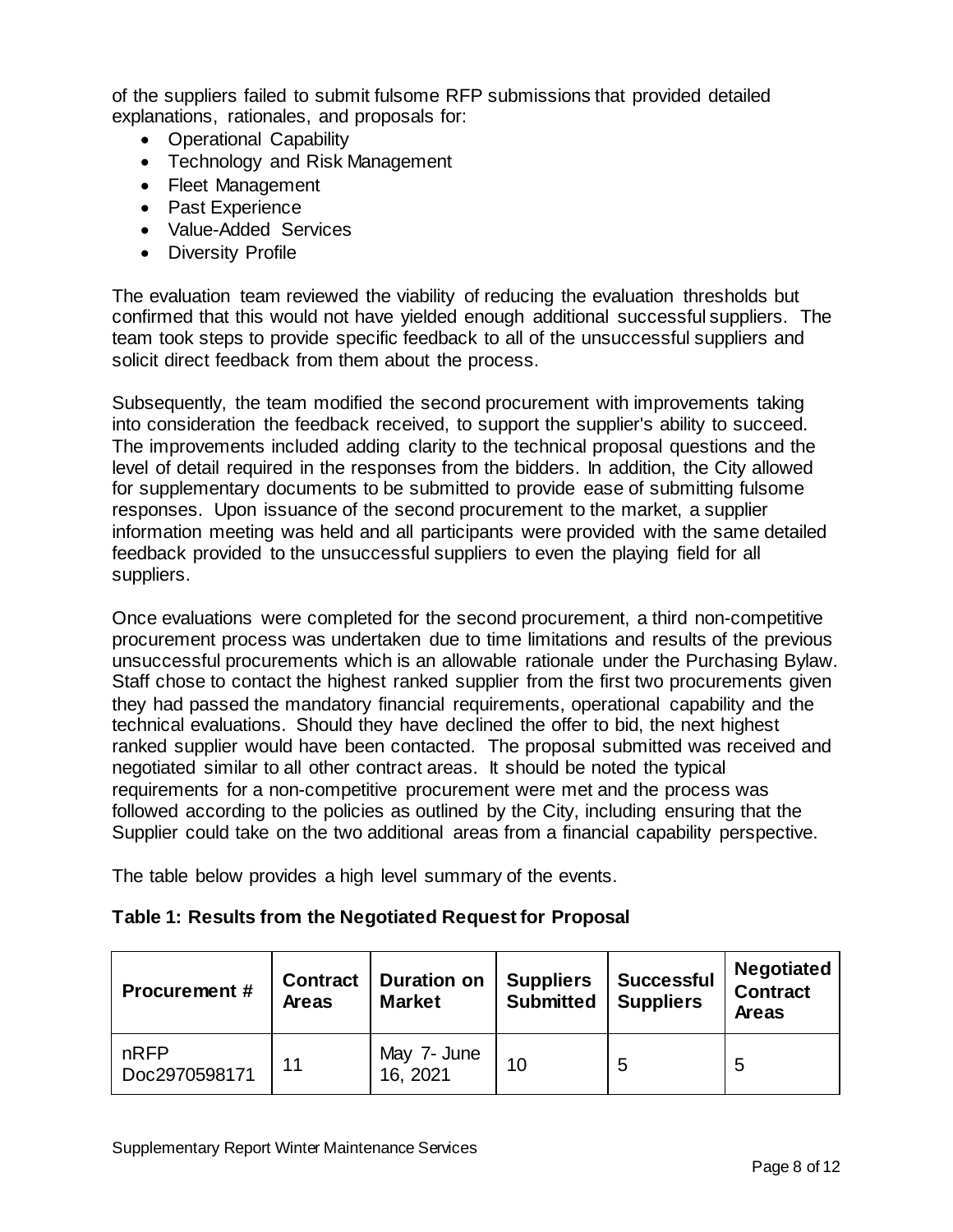of the suppliers failed to submit fulsome RFP submissions that provided detailed explanations, rationales, and proposals for:

- Operational Capability
- Technology and Risk Management
- Fleet Management
- Past Experience
- Value-Added Services
- Diversity Profile

The evaluation team reviewed the viability of reducing the evaluation thresholds but confirmed that this would not have yielded enough additional successful suppliers. The team took steps to provide specific feedback to all of the unsuccessful suppliers and solicit direct feedback from them about the process.

Subsequently, the team modified the second procurement with improvements taking into consideration the feedback received, to support the supplier's ability to succeed. The improvements included adding clarity to the technical proposal questions and the level of detail required in the responses from the bidders. In addition, the City allowed for supplementary documents to be submitted to provide ease of submitting fulsome responses. Upon issuance of the second procurement to the market, a supplier information meeting was held and all participants were provided with the same detailed feedback provided to the unsuccessful suppliers to even the playing field for all suppliers.

Once evaluations were completed for the second procurement, a third non-competitive procurement process was undertaken due to time limitations and results of the previous unsuccessful procurements which is an allowable rationale under the Purchasing Bylaw. Staff chose to contact the highest ranked supplier from the first two procurements given they had passed the mandatory financial requirements, operational capability and the technical evaluations. Should they have declined the offer to bid, the next highest ranked supplier would have been contacted. The proposal submitted was received and negotiated similar to all other contract areas. It should be noted the typical requirements for a non-competitive procurement were met and the process was followed according to the policies as outlined by the City, including ensuring that the Supplier could take on the two additional areas from a financial capability perspective.

The table below provides a high level summary of the events.

**Table 1: Results from the Negotiated Request for Proposal**

| Procurement # | Contract Areas | Duration on Market | Suppliers Submitted | Successful Suppliers | Negotiated Contract Areas |
|---|---|---|---|---|---|
| nRFP Doc2970598171 | 11 | May 7- June 16, 2021 | 10 | 5 | 5 |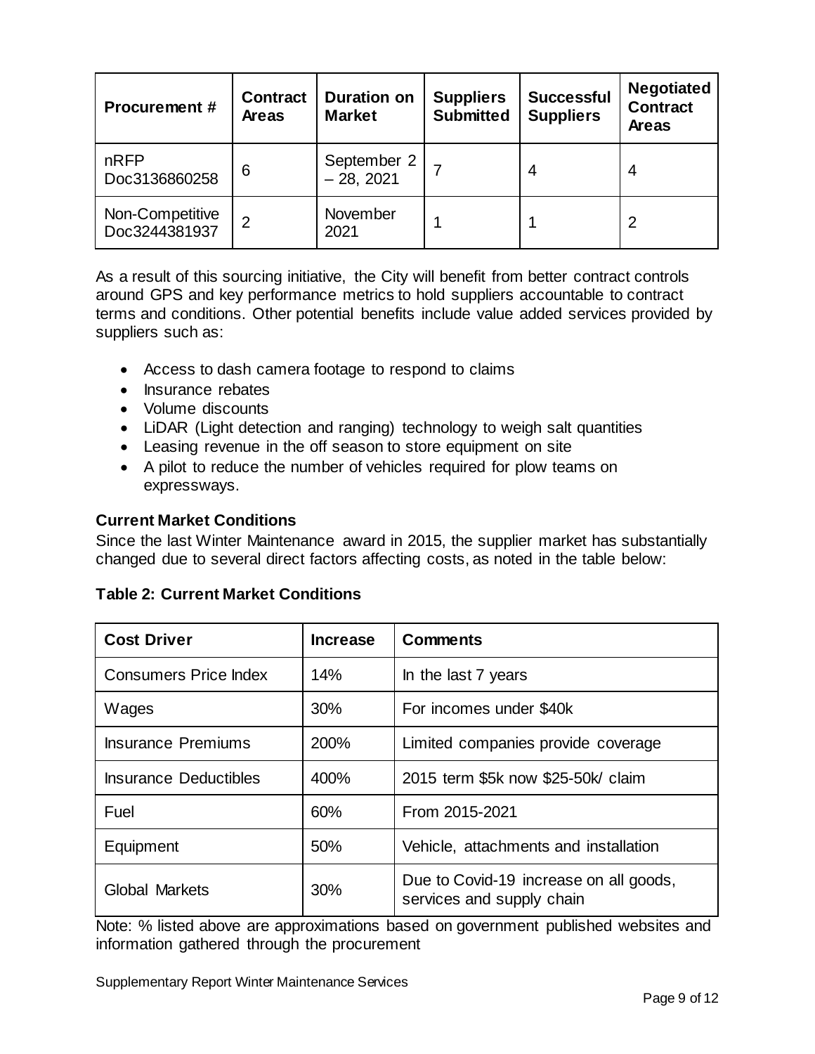| Procurement # | Contract Areas | Duration on Market | Suppliers Submitted | Successful Suppliers | Negotiated Contract Areas |
|---|---|---|---|---|---|
| nRFP Doc3136860258 | 6 | September 2 – 28, 2021 | 7 | 4 | 4 |
| Non-Competitive Doc3244381937 | 2 | November 2021 | 1 | 1 | 2 |

As a result of this sourcing initiative, the City will benefit from better contract controls around GPS and key performance metrics to hold suppliers accountable to contract terms and conditions. Other potential benefits include value added services provided by suppliers such as:

- Access to dash camera footage to respond to claims
- Insurance rebates
- Volume discounts
- LiDAR (Light detection and ranging) technology to weigh salt quantities
- Leasing revenue in the off season to store equipment on site
- A pilot to reduce the number of vehicles required for plow teams on expressways.

**Current Market Conditions**

Since the last Winter Maintenance award in 2015, the supplier market has substantially changed due to several direct factors affecting costs, as noted in the table below:

**Table 2: Current Market Conditions**

| Cost Driver | Increase | Comments |
|---|---|---|
| Consumers Price Index | 14% | In the last 7 years |
| Wages | 30% | For incomes under $40k |
| Insurance Premiums | 200% | Limited companies provide coverage |
| Insurance Deductibles | 400% | 2015 term $5k now $25-50k/ claim |
| Fuel | 60% | From 2015-2021 |
| Equipment | 50% | Vehicle, attachments and installation |
| Global Markets | 30% | Due to Covid-19 increase on all goods, services and supply chain |

Note: % listed above are approximations based on government published websites and information gathered through the procurement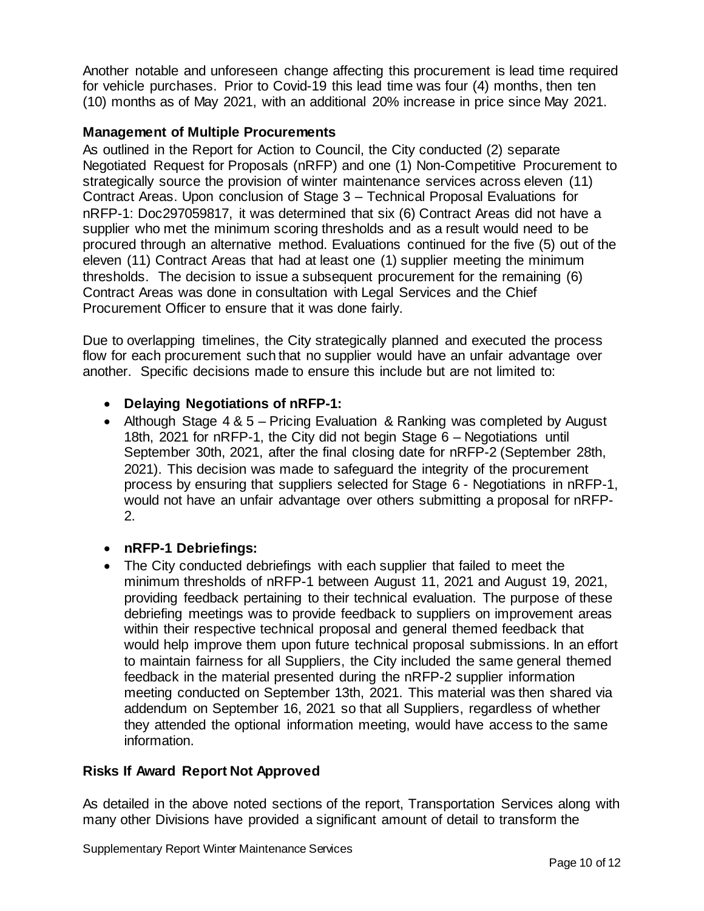Another notable and unforeseen change affecting this procurement is lead time required for vehicle purchases. Prior to Covid-19 this lead time was four (4) months, then ten (10) months as of May 2021, with an additional 20% increase in price since May 2021.

### Management of Multiple Procurements

As outlined in the Report for Action to Council, the City conducted (2) separate Negotiated Request for Proposals (nRFP) and one (1) Non-Competitive Procurement to strategically source the provision of winter maintenance services across eleven (11) Contract Areas. Upon conclusion of Stage 3 – Technical Proposal Evaluations for nRFP-1: Doc297059817, it was determined that six (6) Contract Areas did not have a supplier who met the minimum scoring thresholds and as a result would need to be procured through an alternative method. Evaluations continued for the five (5) out of the eleven (11) Contract Areas that had at least one (1) supplier meeting the minimum thresholds. The decision to issue a subsequent procurement for the remaining (6) Contract Areas was done in consultation with Legal Services and the Chief Procurement Officer to ensure that it was done fairly.

Due to overlapping timelines, the City strategically planned and executed the process flow for each procurement such that no supplier would have an unfair advantage over another. Specific decisions made to ensure this include but are not limited to:

- **Delaying Negotiations of nRFP-1:**
- Although Stage 4 & 5 – Pricing Evaluation & Ranking was completed by August 18th, 2021 for nRFP-1, the City did not begin Stage 6 – Negotiations until September 30th, 2021, after the final closing date for nRFP-2 (September 28th, 2021). This decision was made to safeguard the integrity of the procurement process by ensuring that suppliers selected for Stage 6 - Negotiations in nRFP-1, would not have an unfair advantage over others submitting a proposal for nRFP-2.

- **nRFP-1 Debriefings:**
- The City conducted debriefings with each supplier that failed to meet the minimum thresholds of nRFP-1 between August 11, 2021 and August 19, 2021, providing feedback pertaining to their technical evaluation. The purpose of these debriefing meetings was to provide feedback to suppliers on improvement areas within their respective technical proposal and general themed feedback that would help improve them upon future technical proposal submissions. In an effort to maintain fairness for all Suppliers, the City included the same general themed feedback in the material presented during the nRFP-2 supplier information meeting conducted on September 13th, 2021. This material was then shared via addendum on September 16, 2021 so that all Suppliers, regardless of whether they attended the optional information meeting, would have access to the same information.

### Risks If Award Report Not Approved

As detailed in the above noted sections of the report, Transportation Services along with many other Divisions have provided a significant amount of detail to transform the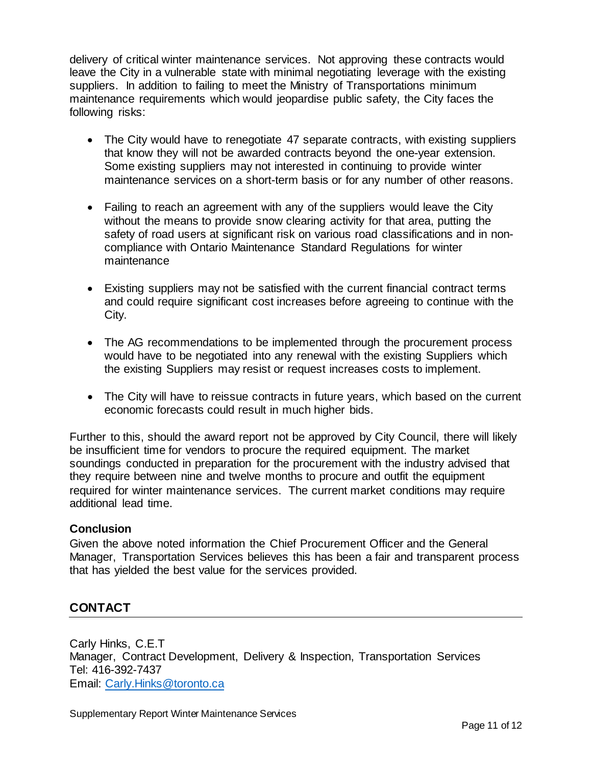delivery of critical winter maintenance services. Not approving these contracts would leave the City in a vulnerable state with minimal negotiating leverage with the existing suppliers. In addition to failing to meet the Ministry of Transportations minimum maintenance requirements which would jeopardise public safety, the City faces the following risks:

- The City would have to renegotiate 47 separate contracts, with existing suppliers that know they will not be awarded contracts beyond the one-year extension. Some existing suppliers may not interested in continuing to provide winter maintenance services on a short-term basis or for any number of other reasons.

- Failing to reach an agreement with any of the suppliers would leave the City without the means to provide snow clearing activity for that area, putting the safety of road users at significant risk on various road classifications and in non-compliance with Ontario Maintenance Standard Regulations for winter maintenance

- Existing suppliers may not be satisfied with the current financial contract terms and could require significant cost increases before agreeing to continue with the City.

- The AG recommendations to be implemented through the procurement process would have to be negotiated into any renewal with the existing Suppliers which the existing Suppliers may resist or request increases costs to implement.

- The City will have to reissue contracts in future years, which based on the current economic forecasts could result in much higher bids.

Further to this, should the award report not be approved by City Council, there will likely be insufficient time for vendors to procure the required equipment. The market soundings conducted in preparation for the procurement with the industry advised that they require between nine and twelve months to procure and outfit the equipment required for winter maintenance services. The current market conditions may require additional lead time.

### Conclusion

Given the above noted information the Chief Procurement Officer and the General Manager, Transportation Services believes this has been a fair and transparent process that has yielded the best value for the services provided.

## CONTACT

Carly Hinks, C.E.T
Manager, Contract Development, Delivery & Inspection, Transportation Services
Tel: 416-392-7437
Email: [Carly.Hinks@toronto.ca](mailto:Carly.Hinks@toronto.ca)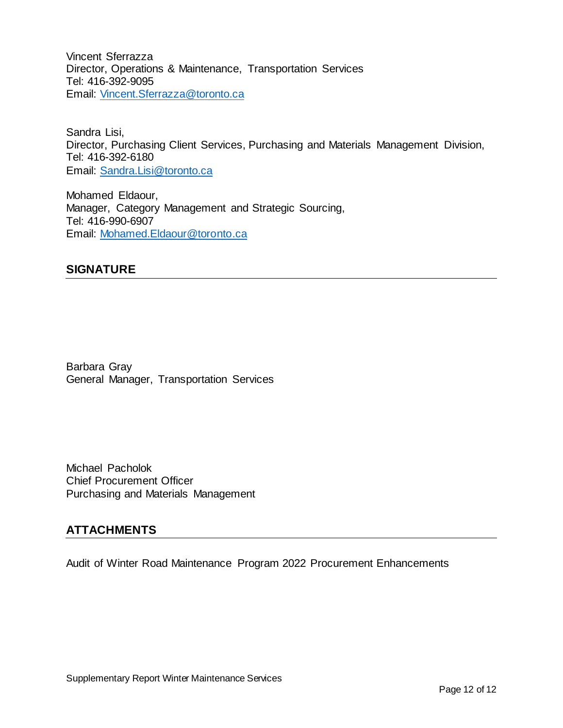Vincent Sferrazza
Director, Operations & Maintenance, Transportation Services
Tel: 416-392-9095
Email: Vincent.Sferrazza@toronto.ca

Sandra Lisi,
Director, Purchasing Client Services, Purchasing and Materials Management Division,
Tel: 416-392-6180
Email: Sandra.Lisi@toronto.ca

Mohamed Eldaour,
Manager, Category Management and Strategic Sourcing,
Tel: 416-990-6907
Email: Mohamed.Eldaour@toronto.ca

## SIGNATURE

Barbara Gray
General Manager, Transportation Services

Michael Pacholok
Chief Procurement Officer
Purchasing and Materials Management

## ATTACHMENTS

Audit of Winter Road Maintenance Program 2022 Procurement Enhancements